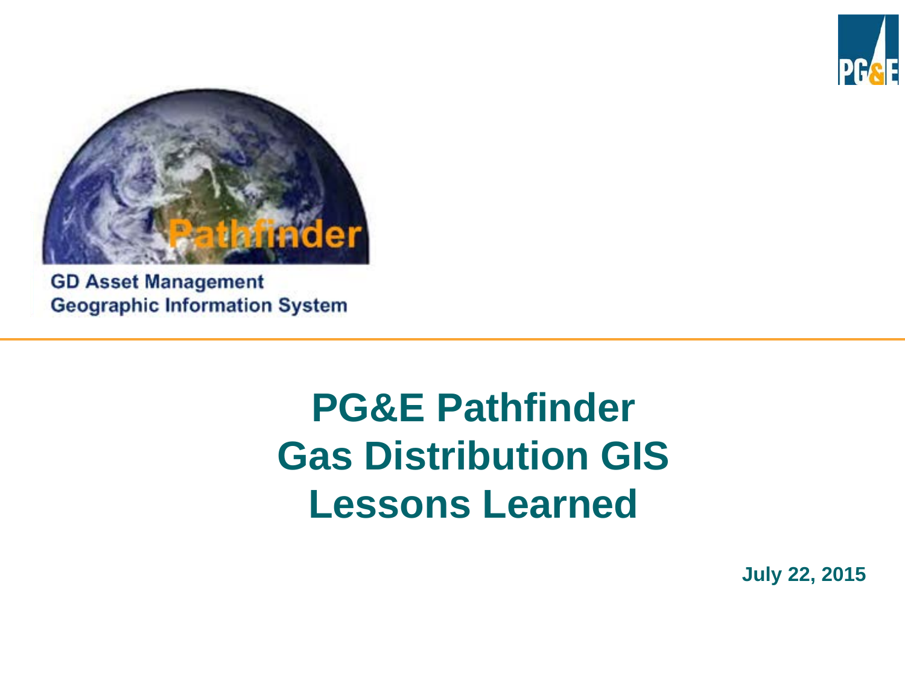Pathfinder

GD Asset Management
Geographic Information System

# PG&E Pathfinder Gas Distribution GIS Lessons Learned

**July 22, 2015**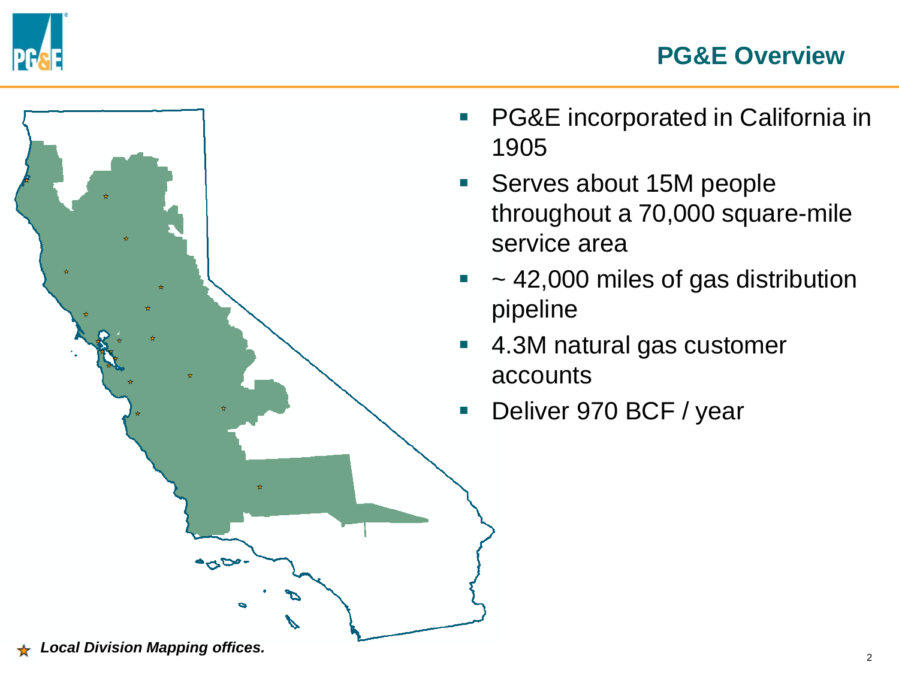# PG&E Overview

- PG&E incorporated in California in 1905
- Serves about 15M people throughout a 70,000 square-mile service area
- ~ 42,000 miles of gas distribution pipeline
- 4.3M natural gas customer accounts
- Deliver 970 BCF / year

★ ***Local Division Mapping offices.***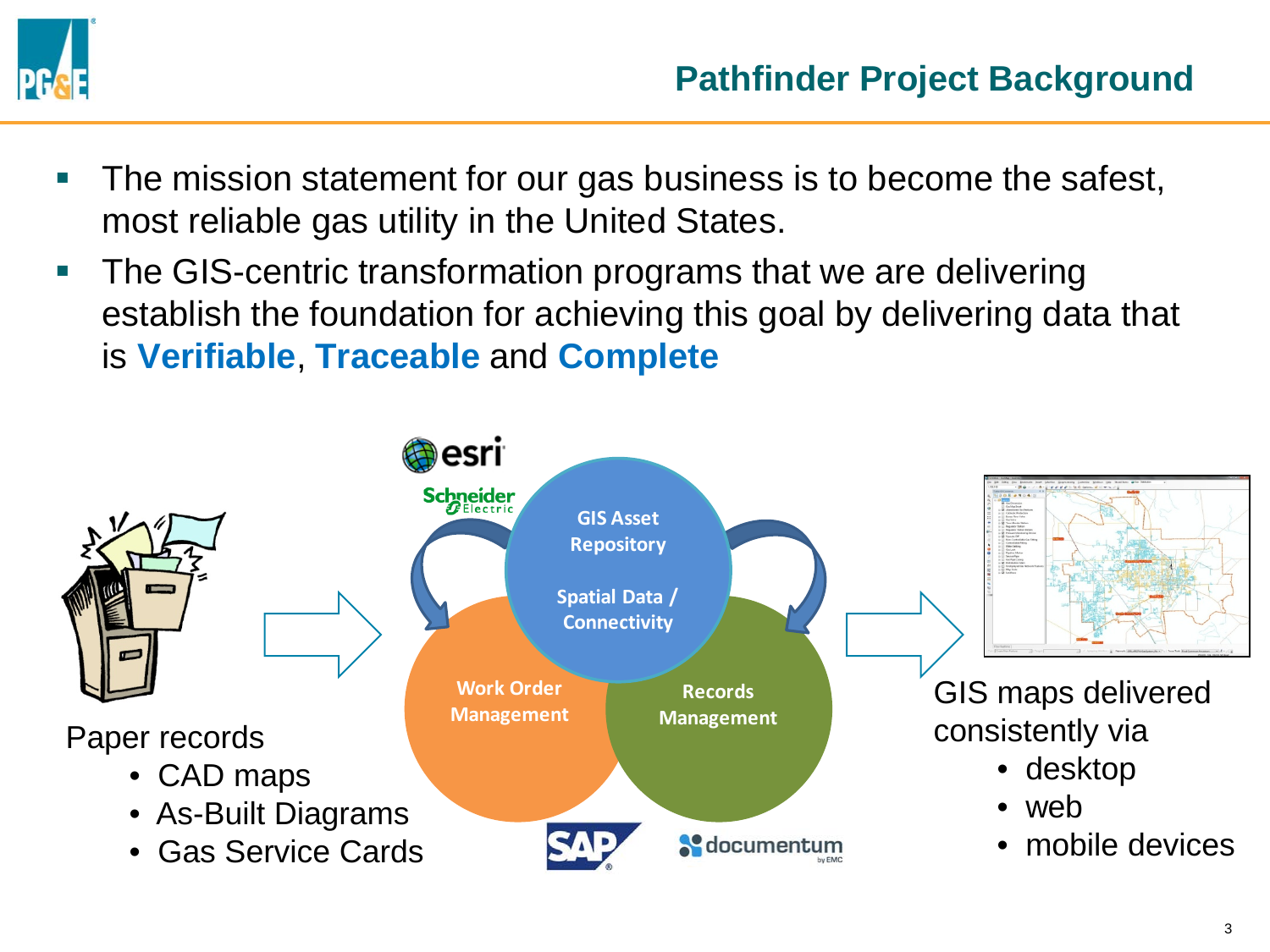# Pathfinder Project Background

- The mission statement for our gas business is to become the safest, most reliable gas utility in the United States.
- The GIS-centric transformation programs that we are delivering establish the foundation for achieving this goal by delivering data that is **Verifiable**, **Traceable** and **Complete**

Paper records
- CAD maps
- As-Built Diagrams
- Gas Service Cards

GIS Asset Repository

Spatial Data / Connectivity

Work Order Management

Records Management

GIS maps delivered consistently via
- desktop
- web
- mobile devices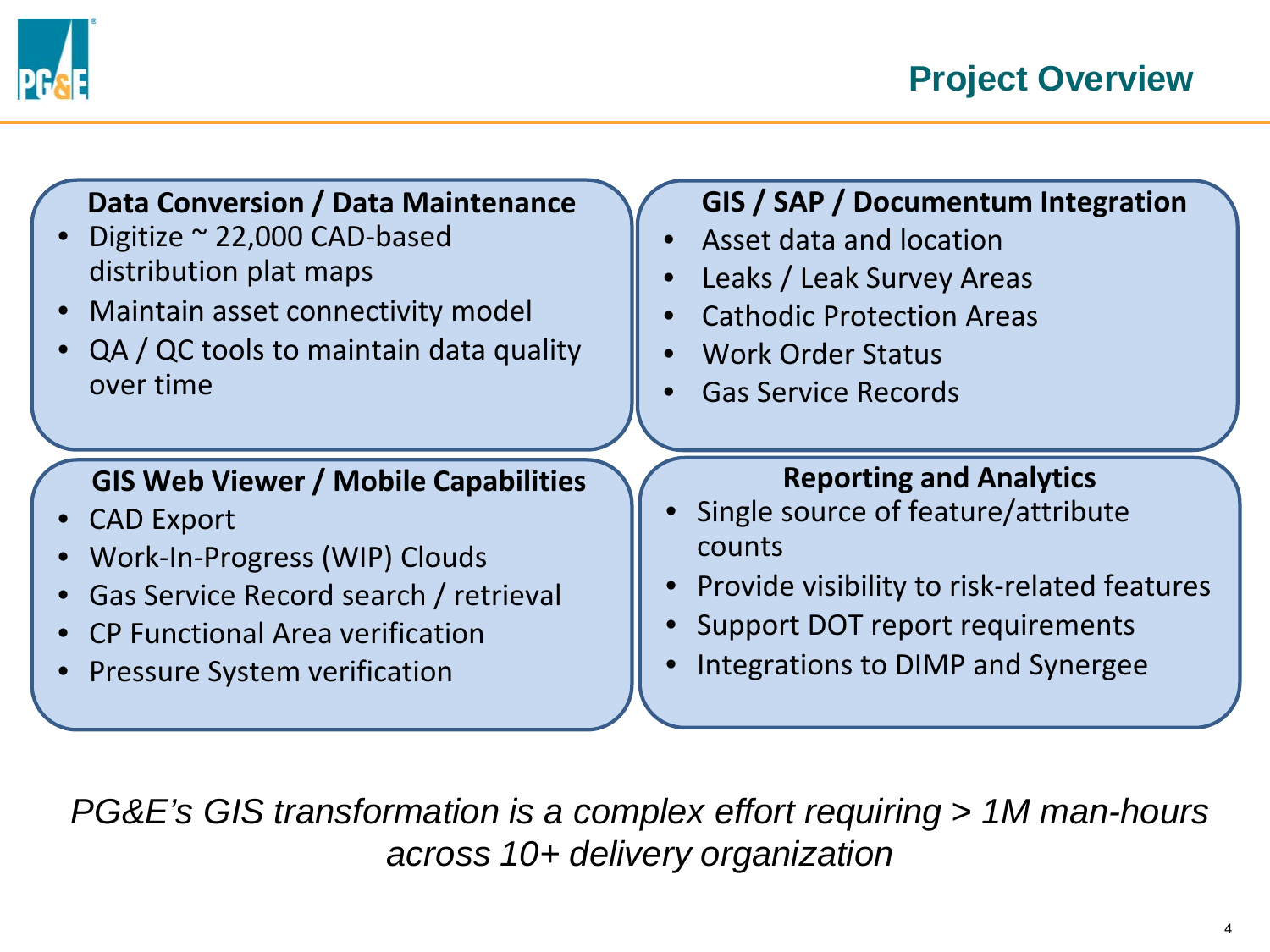# Project Overview

### Data Conversion / Data Maintenance

- Digitize ~ 22,000 CAD-based distribution plat maps
- Maintain asset connectivity model
- QA / QC tools to maintain data quality over time

### GIS / SAP / Documentum Integration

- Asset data and location
- Leaks / Leak Survey Areas
- Cathodic Protection Areas
- Work Order Status
- Gas Service Records

### GIS Web Viewer / Mobile Capabilities

- CAD Export
- Work-In-Progress (WIP) Clouds
- Gas Service Record search / retrieval
- CP Functional Area verification
- Pressure System verification

### Reporting and Analytics

- Single source of feature/attribute counts
- Provide visibility to risk-related features
- Support DOT report requirements
- Integrations to DIMP and Synergee

*PG&E's GIS transformation is a complex effort requiring > 1M man-hours across 10+ delivery organization*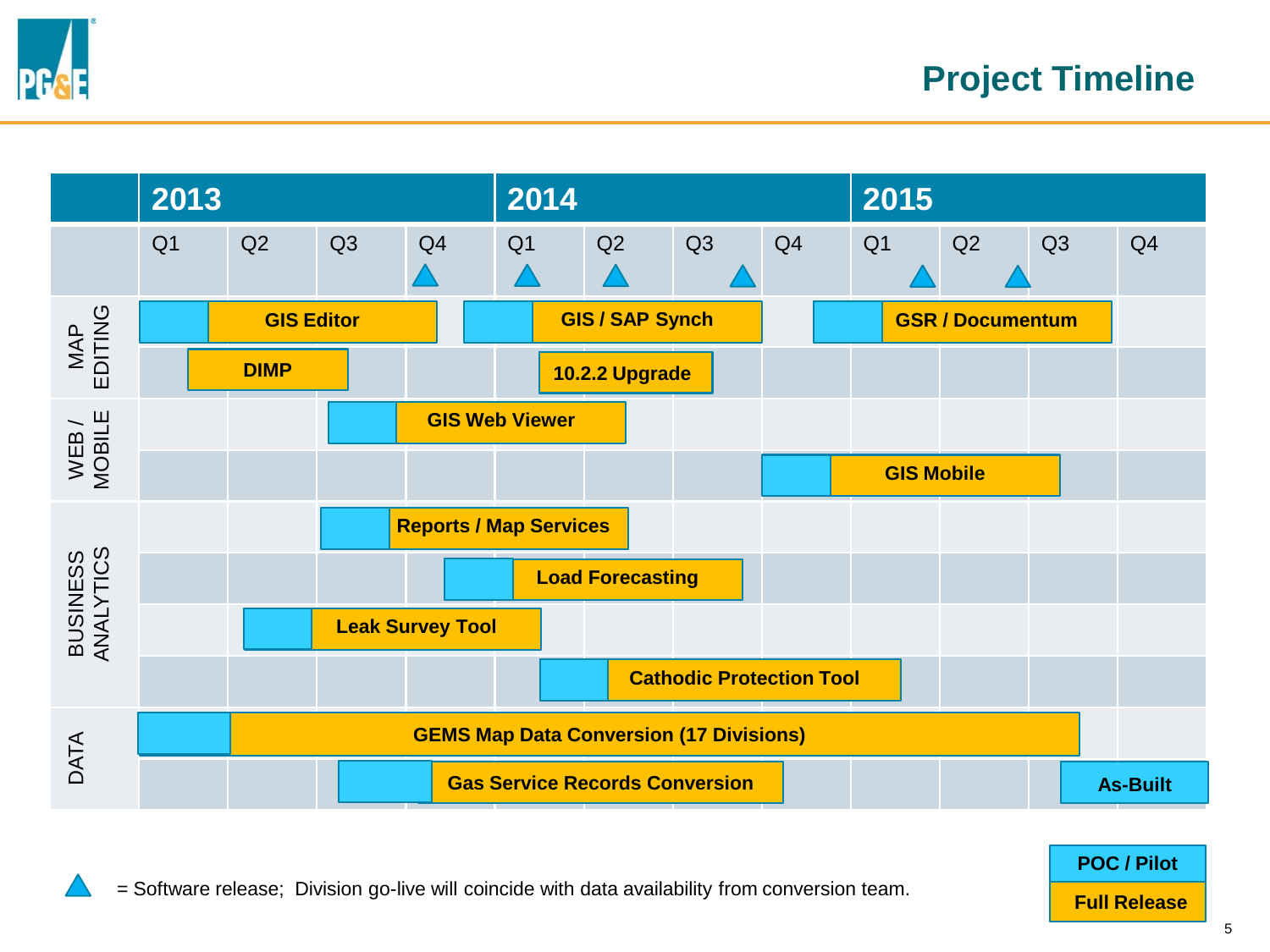# Project Timeline

| Category | Project | Start | End |
|---|---|---|---|
| MAP EDITING | GIS Editor | 2013 Q1 | 2013 Q4 |
| MAP EDITING | GIS / SAP Synch | 2013 Q4 | 2014 Q3 |
| MAP EDITING | GSR / Documentum | 2014 Q4 | 2015 Q3 |
| MAP EDITING | DIMP | 2013 Q1 | 2013 Q3 |
| MAP EDITING | 10.2.2 Upgrade | 2014 Q1 | 2014 Q3 |
| WEB / MOBILE | GIS Web Viewer | 2013 Q3 | 2014 Q2 |
| WEB / MOBILE | GIS Mobile | 2014 Q4 | 2015 Q3 |
| BUSINESS ANALYTICS | Reports / Map Services | 2013 Q3 | 2014 Q2 |
| BUSINESS ANALYTICS | Load Forecasting | 2013 Q4 | 2014 Q3 |
| BUSINESS ANALYTICS | Leak Survey Tool | 2013 Q2 | 2014 Q1 |
| BUSINESS ANALYTICS | Cathodic Protection Tool | 2014 Q1 | 2014 Q4 |
| DATA | GEMS Map Data Conversion (17 Divisions) | 2013 Q1 | 2015 Q3 |
| DATA | Gas Service Records Conversion | 2013 Q3 | 2014 Q4 |
| DATA | As-Built | 2015 Q3 | 2015 Q4 |

Software releases (▲): 2013 Q4, 2014 Q1, 2014 Q2, 2014 Q3, 2015 Q1, 2015 Q2

▲ = Software release; Division go-live will coincide with data availability from conversion team.

Legend: POC / Pilot; Full Release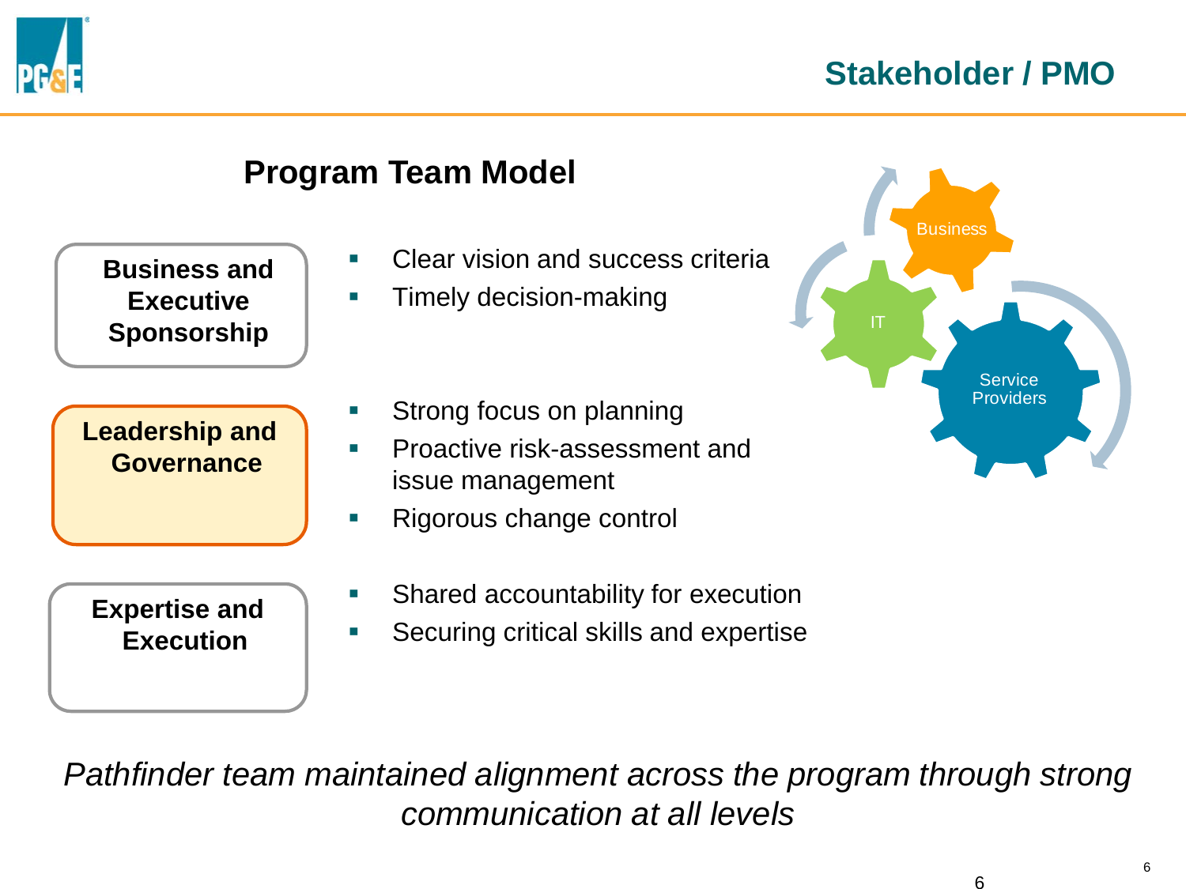# Stakeholder / PMO

## Program Team Model

**Business and Executive Sponsorship**

- Clear vision and success criteria
- Timely decision-making

**Leadership and Governance**

- Strong focus on planning
- Proactive risk-assessment and issue management
- Rigorous change control

**Expertise and Execution**

- Shared accountability for execution
- Securing critical skills and expertise

Business

IT

Service Providers

*Pathfinder team maintained alignment across the program through strong communication at all levels*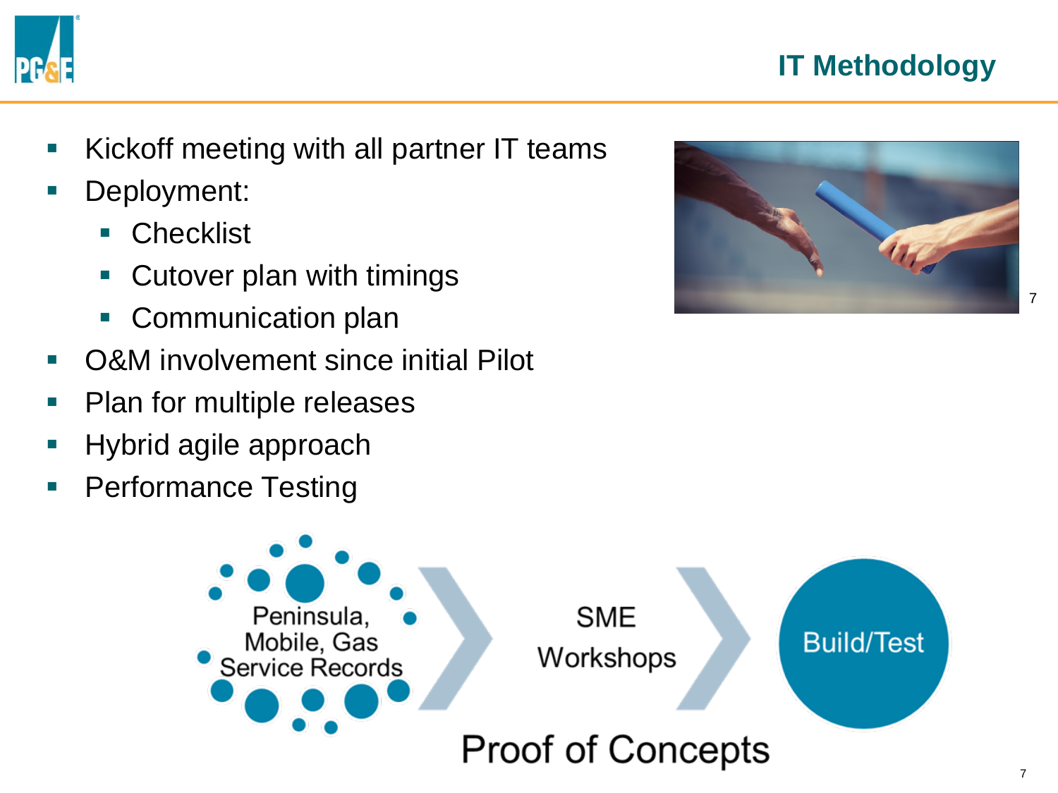# IT Methodology

- Kickoff meeting with all partner IT teams
- Deployment:
  - Checklist
  - Cutover plan with timings
  - Communication plan
- O&M involvement since initial Pilot
- Plan for multiple releases
- Hybrid agile approach
- Performance Testing

Peninsula, Mobile, Gas Service Records → SME Workshops → Build/Test

Proof of Concepts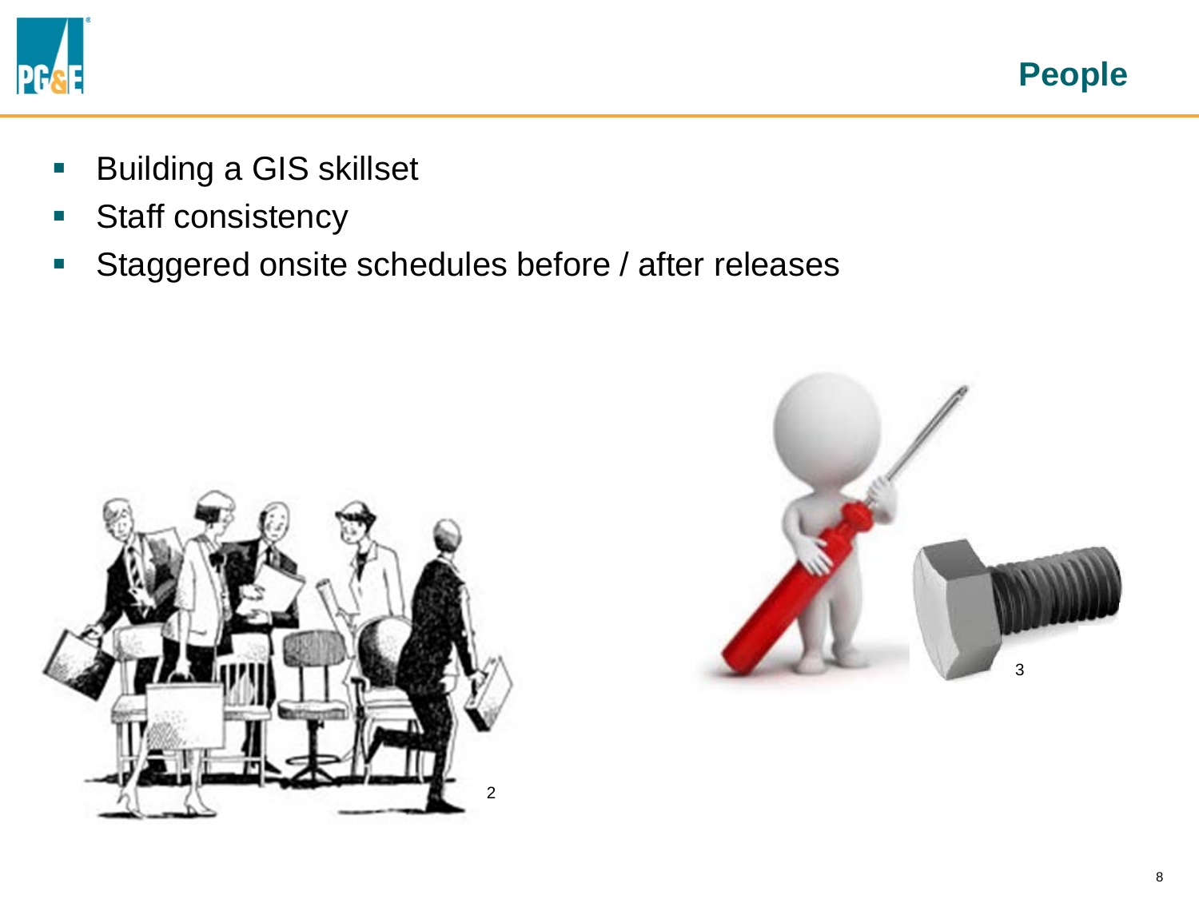# People

- Building a GIS skillset
- Staff consistency
- Staggered onsite schedules before / after releases

2

3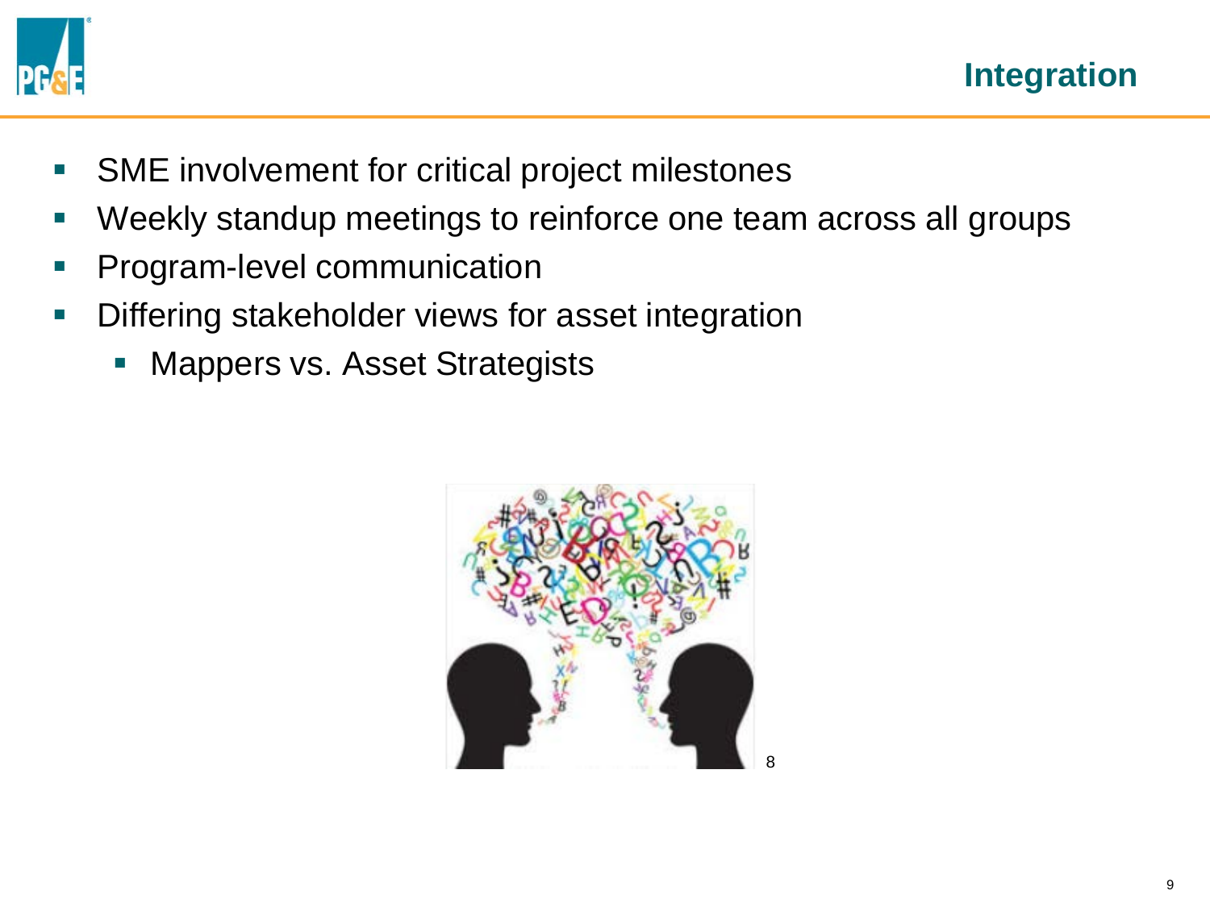# Integration

- SME involvement for critical project milestones
- Weekly standup meetings to reinforce one team across all groups
- Program-level communication
- Differing stakeholder views for asset integration
  - Mappers vs. Asset Strategists

8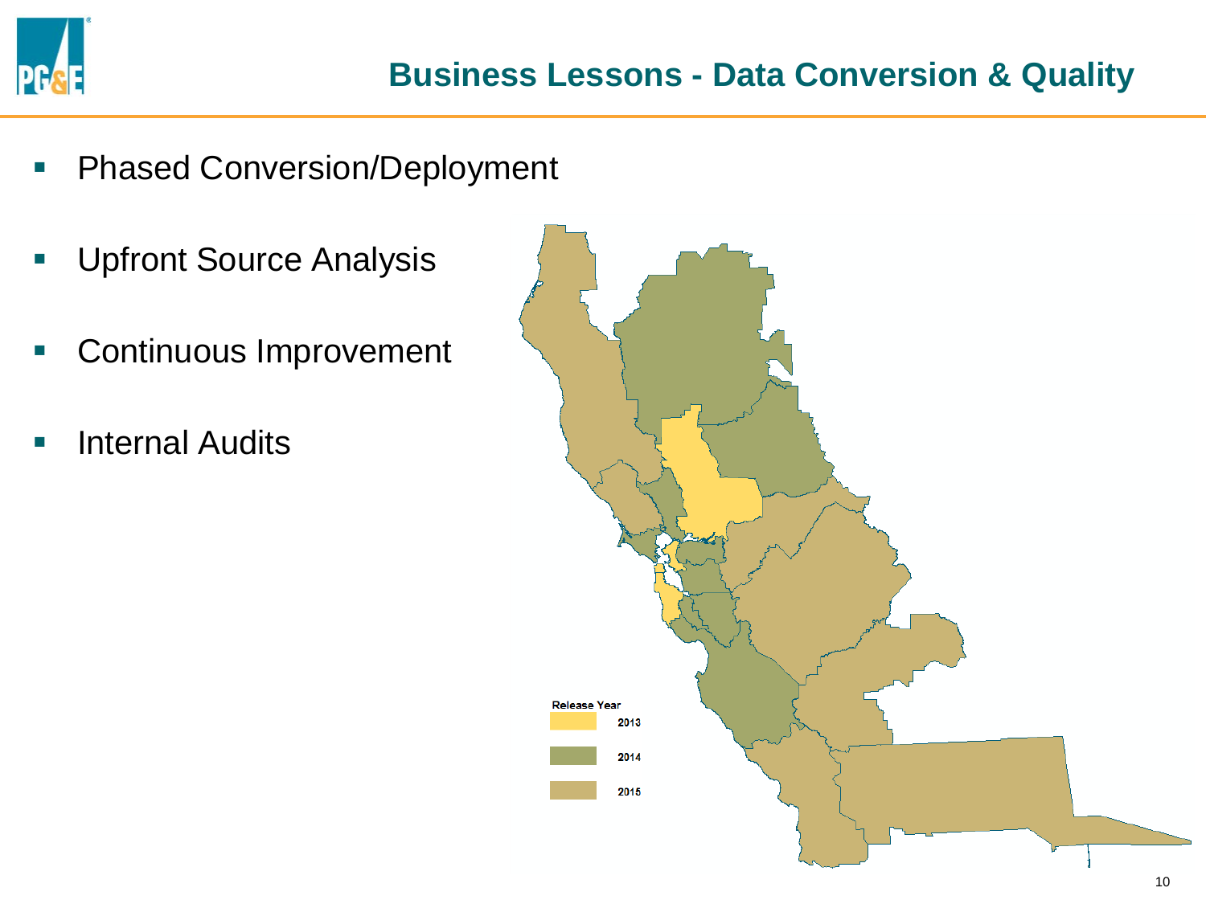# Business Lessons - Data Conversion & Quality

- Phased Conversion/Deployment
- Upfront Source Analysis
- Continuous Improvement
- Internal Audits

Release Year

2013

2014

2015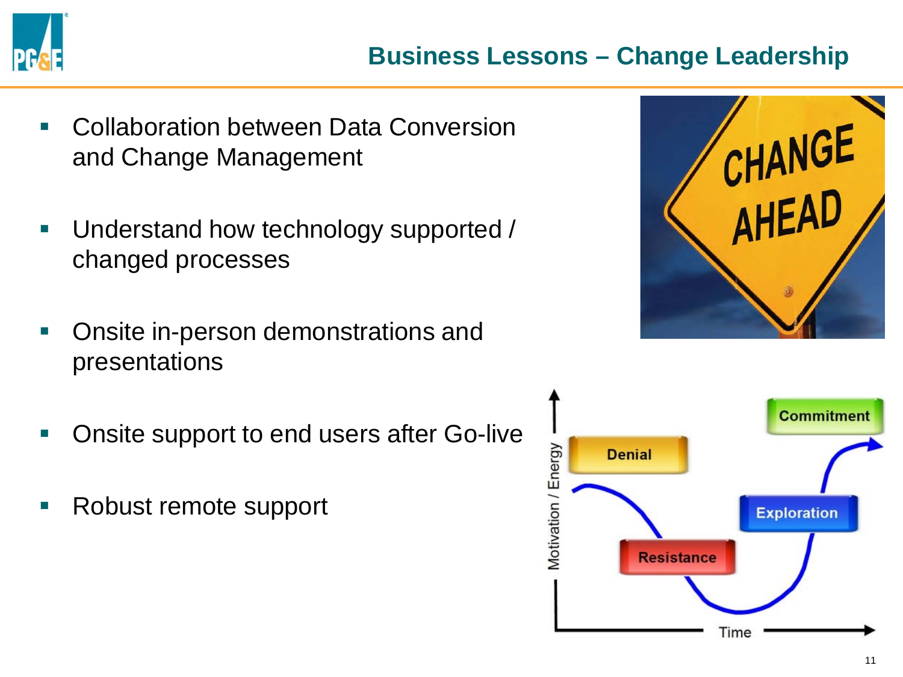# Business Lessons – Change Leadership

- Collaboration between Data Conversion and Change Management
- Understand how technology supported / changed processes
- Onsite in-person demonstrations and presentations
- Onsite support to end users after Go-live
- Robust remote support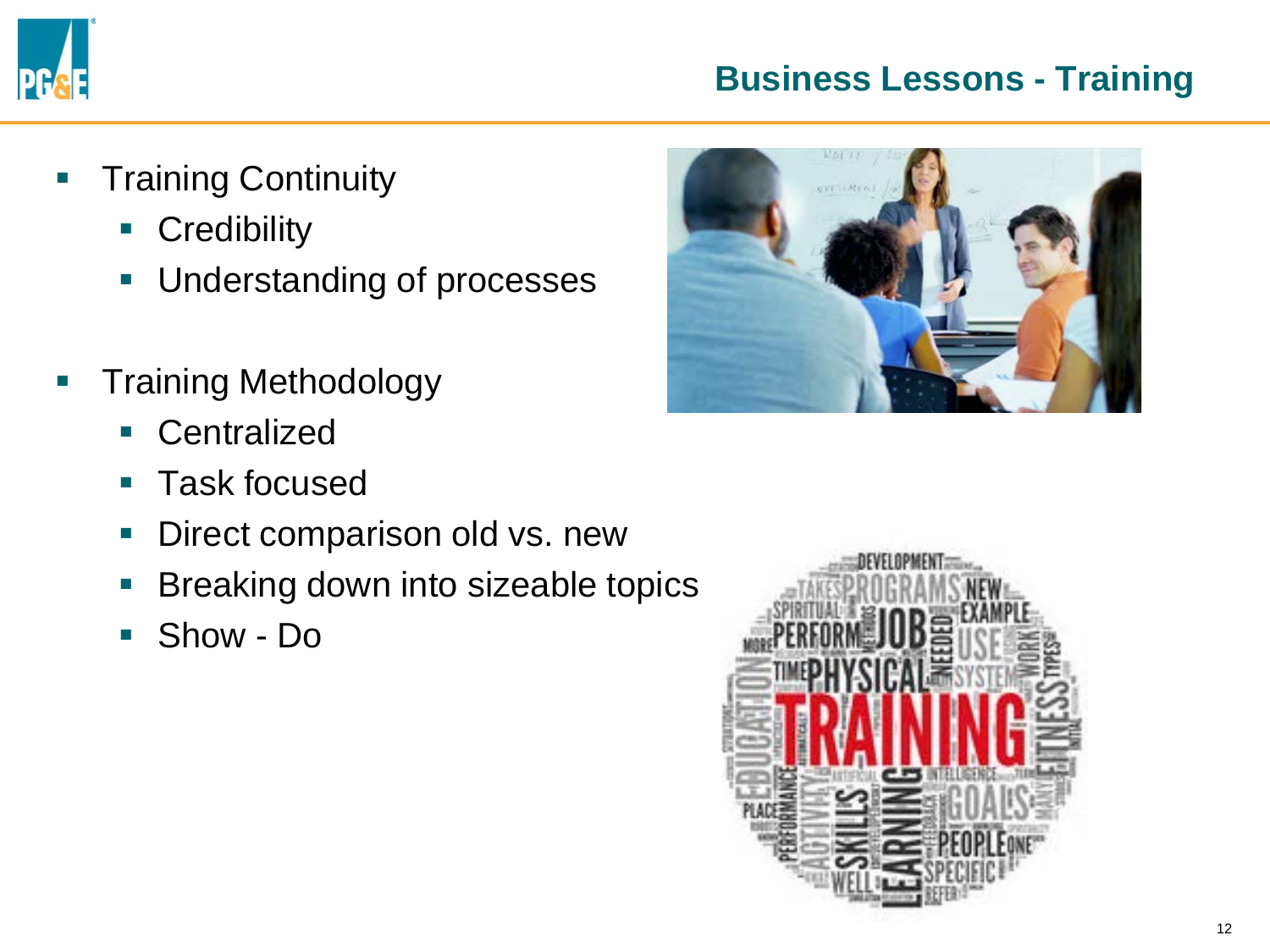## Business Lessons - Training

- Training Continuity
  - Credibility
  - Understanding of processes

- Training Methodology
  - Centralized
  - Task focused
  - Direct comparison old vs. new
  - Breaking down into sizeable topics
  - Show - Do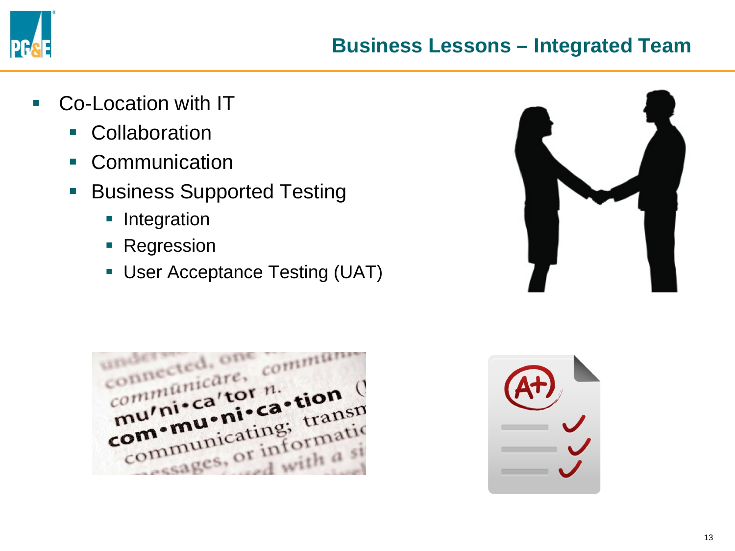# Business Lessons – Integrated Team

- Co-Location with IT
  - Collaboration
  - Communication
  - Business Supported Testing
    - Integration
    - Regression
    - User Acceptance Testing (UAT)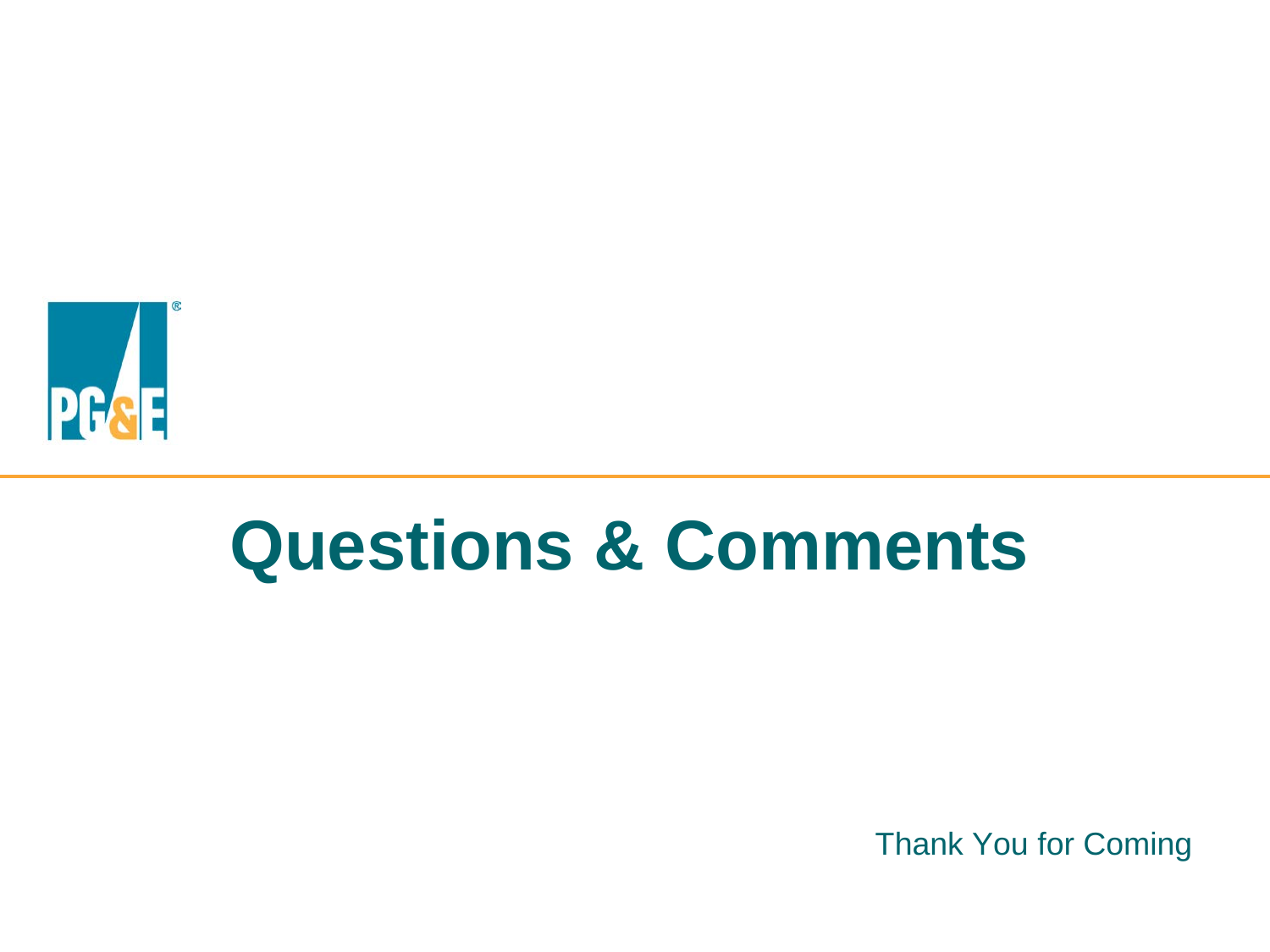# Questions & Comments

Thank You for Coming